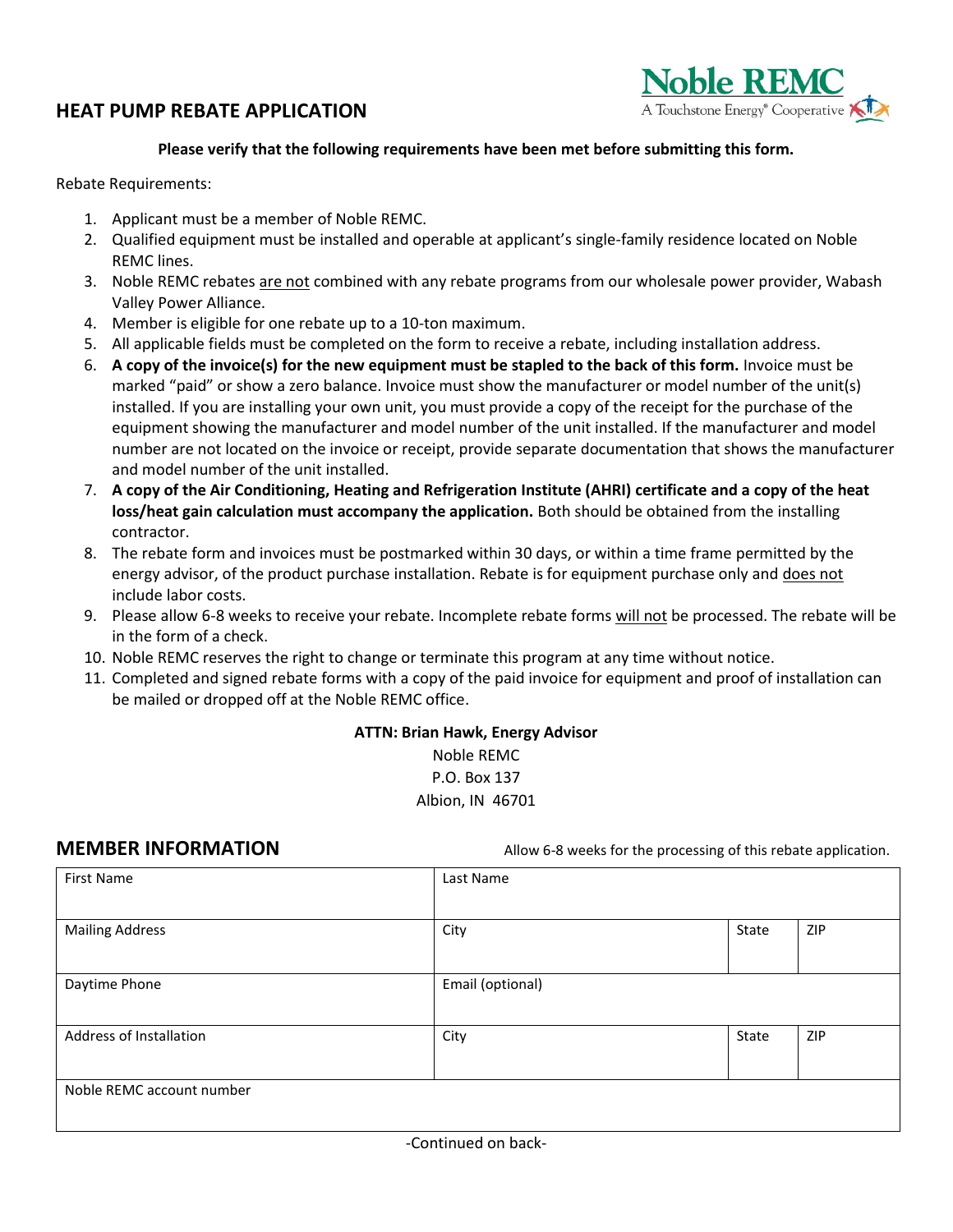# HEAT PUMP REBATE APPLICATION

Noble REMC
A Touchstone Energy® Cooperative

**Please verify that the following requirements have been met before submitting this form.**

Rebate Requirements:

1. Applicant must be a member of Noble REMC.
2. Qualified equipment must be installed and operable at applicant's single-family residence located on Noble REMC lines.
3. Noble REMC rebates <u>are not</u> combined with any rebate programs from our wholesale power provider, Wabash Valley Power Alliance.
4. Member is eligible for one rebate up to a 10-ton maximum.
5. All applicable fields must be completed on the form to receive a rebate, including installation address.
6. **A copy of the invoice(s) for the new equipment must be stapled to the back of this form.** Invoice must be marked "paid" or show a zero balance. Invoice must show the manufacturer or model number of the unit(s) installed. If you are installing your own unit, you must provide a copy of the receipt for the purchase of the equipment showing the manufacturer and model number of the unit installed. If the manufacturer and model number are not located on the invoice or receipt, provide separate documentation that shows the manufacturer and model number of the unit installed.
7. **A copy of the Air Conditioning, Heating and Refrigeration Institute (AHRI) certificate and a copy of the heat loss/heat gain calculation must accompany the application.** Both should be obtained from the installing contractor.
8. The rebate form and invoices must be postmarked within 30 days, or within a time frame permitted by the energy advisor, of the product purchase installation. Rebate is for equipment purchase only and <u>does not</u> include labor costs.
9. Please allow 6-8 weeks to receive your rebate. Incomplete rebate forms <u>will not</u> be processed. The rebate will be in the form of a check.
10. Noble REMC reserves the right to change or terminate this program at any time without notice.
11. Completed and signed rebate forms with a copy of the paid invoice for equipment and proof of installation can be mailed or dropped off at the Noble REMC office.

**ATTN: Brian Hawk, Energy Advisor**
Noble REMC
P.O. Box 137
Albion, IN 46701

## MEMBER INFORMATION

Allow 6-8 weeks for the processing of this rebate application.

| First Name | Last Name | | |
|---|---|---|---|
| Mailing Address | City | State | ZIP |
| Daytime Phone | Email (optional) | | |
| Address of Installation | City | State | ZIP |
| Noble REMC account number | | | |

-Continued on back-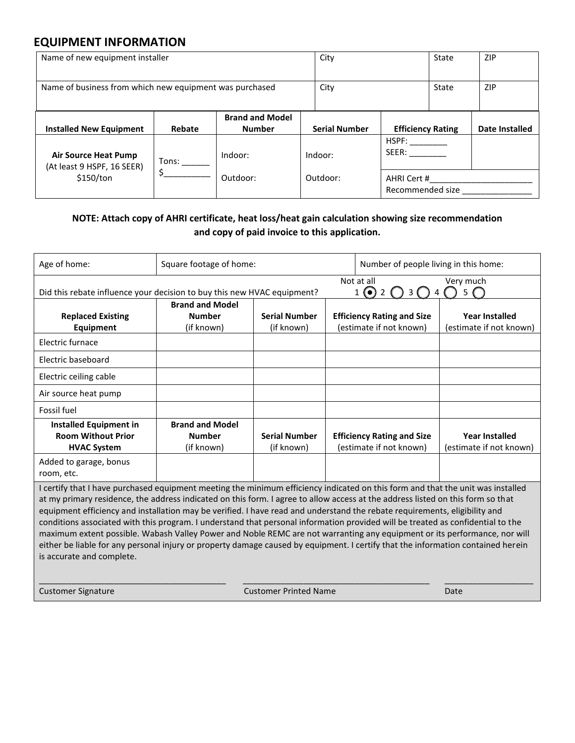## EQUIPMENT INFORMATION

| Name of new equipment installer | City | State | ZIP |
|---|---|---|---|
| Name of business from which new equipment was purchased | City | State | ZIP |

| Installed New Equipment | Rebate | Brand and Model Number | Serial Number | Efficiency Rating | Date Installed |
|---|---|---|---|---|---|
| **Air Source Heat Pump** (At least 9 HSPF, 16 SEER) $150/ton | Tons: ______ $__________ | Indoor: | Indoor: | HSPF: ________ SEER: ________ | |
| | | Outdoor: | Outdoor: | AHRI Cert #______________________ Recommended size _______________ | |

**NOTE: Attach copy of AHRI certificate, heat loss/heat gain calculation showing size recommendation and copy of paid invoice to this application.**

| Age of home: | Square footage of home: | | Number of people living in this home: | |
|---|---|---|---|---|
| Did this rebate influence your decision to buy this new HVAC equipment? | | | Not at all 1 (●) 2 ◯ 3 ◯ 4 ◯ 5 ◯ Very much | |
| **Replaced Existing Equipment** | **Brand and Model Number** (if known) | **Serial Number** (if known) | **Efficiency Rating and Size** (estimate if not known) | **Year Installed** (estimate if not known) |
| Electric furnace | | | | |
| Electric baseboard | | | | |
| Electric ceiling cable | | | | |
| Air source heat pump | | | | |
| Fossil fuel | | | | |
| **Installed Equipment in Room Without Prior HVAC System** | **Brand and Model Number** (if known) | **Serial Number** (if known) | **Efficiency Rating and Size** (estimate if not known) | **Year Installed** (estimate if not known) |
| Added to garage, bonus room, etc. | | | | |

I certify that I have purchased equipment meeting the minimum efficiency indicated on this form and that the unit was installed at my primary residence, the address indicated on this form. I agree to allow access at the address listed on this form so that equipment efficiency and installation may be verified. I have read and understand the rebate requirements, eligibility and conditions associated with this program. I understand that personal information provided will be treated as confidential to the maximum extent possible. Wabash Valley Power and Noble REMC are not warranting any equipment or its performance, nor will either be liable for any personal injury or property damage caused by equipment. I certify that the information contained herein is accurate and complete.

________________________________________ ________________________________________ ____________________

Customer Signature Customer Printed Name Date